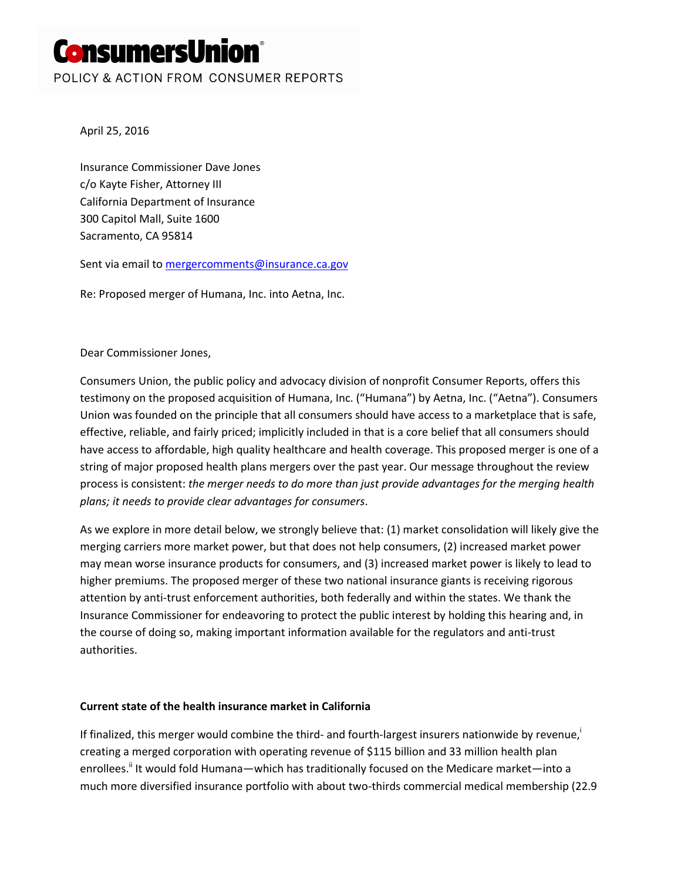**ConsumersUnion**
POLICY & ACTION FROM CONSUMER REPORTS

April 25, 2016

Insurance Commissioner Dave Jones
c/o Kayte Fisher, Attorney III
California Department of Insurance
300 Capitol Mall, Suite 1600
Sacramento, CA 95814

Sent via email to mergercomments@insurance.ca.gov

Re: Proposed merger of Humana, Inc. into Aetna, Inc.

Dear Commissioner Jones,

Consumers Union, the public policy and advocacy division of nonprofit Consumer Reports, offers this testimony on the proposed acquisition of Humana, Inc. ("Humana") by Aetna, Inc. ("Aetna"). Consumers Union was founded on the principle that all consumers should have access to a marketplace that is safe, effective, reliable, and fairly priced; implicitly included in that is a core belief that all consumers should have access to affordable, high quality healthcare and health coverage. This proposed merger is one of a string of major proposed health plans mergers over the past year. Our message throughout the review process is consistent: *the merger needs to do more than just provide advantages for the merging health plans; it needs to provide clear advantages for consumers*.

As we explore in more detail below, we strongly believe that: (1) market consolidation will likely give the merging carriers more market power, but that does not help consumers, (2) increased market power may mean worse insurance products for consumers, and (3) increased market power is likely to lead to higher premiums. The proposed merger of these two national insurance giants is receiving rigorous attention by anti-trust enforcement authorities, both federally and within the states. We thank the Insurance Commissioner for endeavoring to protect the public interest by holding this hearing and, in the course of doing so, making important information available for the regulators and anti-trust authorities.

**Current state of the health insurance market in California**

If finalized, this merger would combine the third- and fourth-largest insurers nationwide by revenue,[i] creating a merged corporation with operating revenue of $115 billion and 33 million health plan enrollees.[ii] It would fold Humana—which has traditionally focused on the Medicare market—into a much more diversified insurance portfolio with about two-thirds commercial medical membership (22.9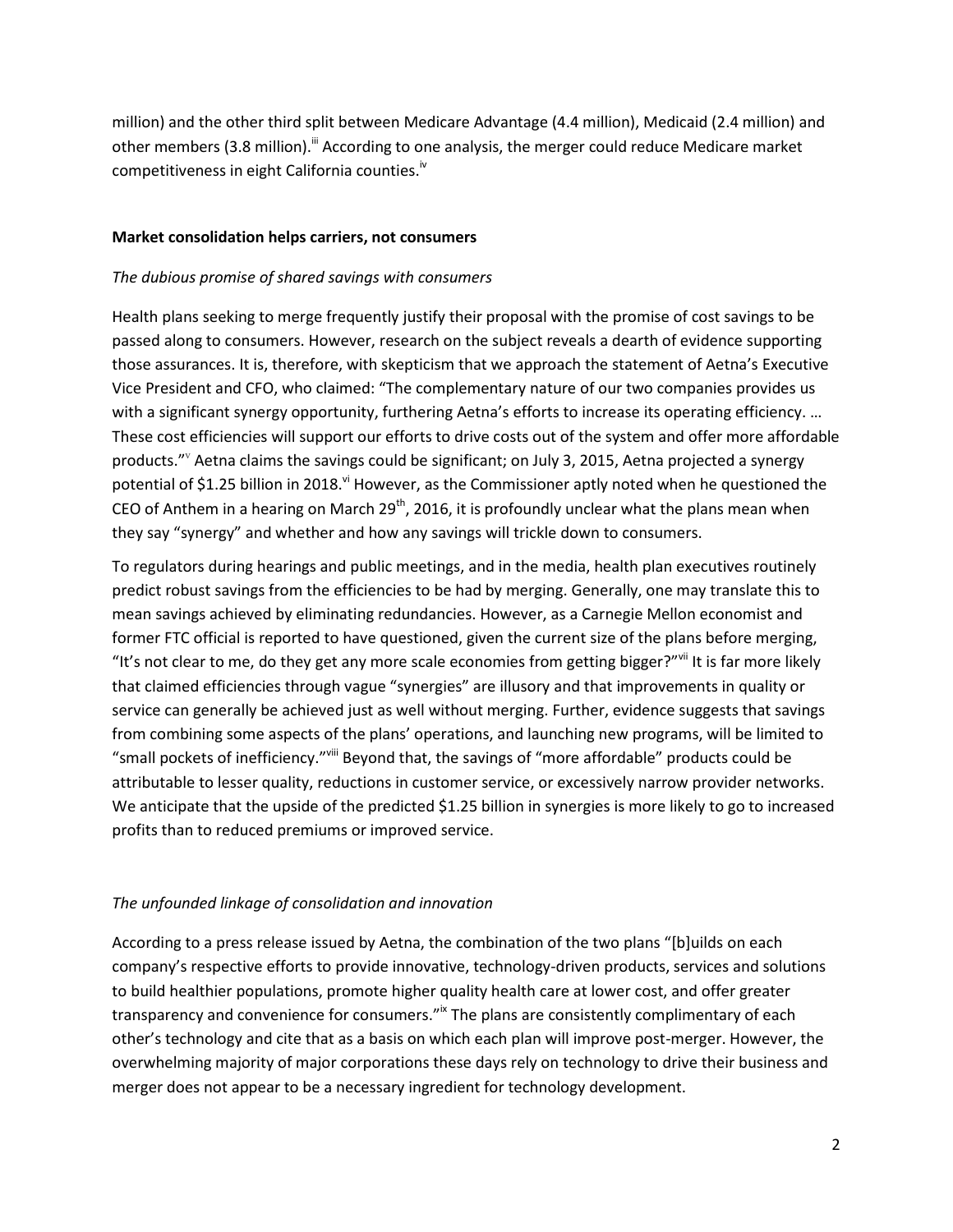million) and the other third split between Medicare Advantage (4.4 million), Medicaid (2.4 million) and other members (3.8 million).[iii] According to one analysis, the merger could reduce Medicare market competitiveness in eight California counties.[iv]

**Market consolidation helps carriers, not consumers**

*The dubious promise of shared savings with consumers*

Health plans seeking to merge frequently justify their proposal with the promise of cost savings to be passed along to consumers. However, research on the subject reveals a dearth of evidence supporting those assurances. It is, therefore, with skepticism that we approach the statement of Aetna's Executive Vice President and CFO, who claimed: "The complementary nature of our two companies provides us with a significant synergy opportunity, furthering Aetna's efforts to increase its operating efficiency. … These cost efficiencies will support our efforts to drive costs out of the system and offer more affordable products."[v] Aetna claims the savings could be significant; on July 3, 2015, Aetna projected a synergy potential of $1.25 billion in 2018.[vi] However, as the Commissioner aptly noted when he questioned the CEO of Anthem in a hearing on March 29th, 2016, it is profoundly unclear what the plans mean when they say "synergy" and whether and how any savings will trickle down to consumers.

To regulators during hearings and public meetings, and in the media, health plan executives routinely predict robust savings from the efficiencies to be had by merging. Generally, one may translate this to mean savings achieved by eliminating redundancies. However, as a Carnegie Mellon economist and former FTC official is reported to have questioned, given the current size of the plans before merging, "It's not clear to me, do they get any more scale economies from getting bigger?"[vii] It is far more likely that claimed efficiencies through vague "synergies" are illusory and that improvements in quality or service can generally be achieved just as well without merging. Further, evidence suggests that savings from combining some aspects of the plans' operations, and launching new programs, will be limited to "small pockets of inefficiency."[viii] Beyond that, the savings of "more affordable" products could be attributable to lesser quality, reductions in customer service, or excessively narrow provider networks. We anticipate that the upside of the predicted $1.25 billion in synergies is more likely to go to increased profits than to reduced premiums or improved service.

*The unfounded linkage of consolidation and innovation*

According to a press release issued by Aetna, the combination of the two plans "[b]uilds on each company's respective efforts to provide innovative, technology-driven products, services and solutions to build healthier populations, promote higher quality health care at lower cost, and offer greater transparency and convenience for consumers."[ix] The plans are consistently complimentary of each other's technology and cite that as a basis on which each plan will improve post-merger. However, the overwhelming majority of major corporations these days rely on technology to drive their business and merger does not appear to be a necessary ingredient for technology development.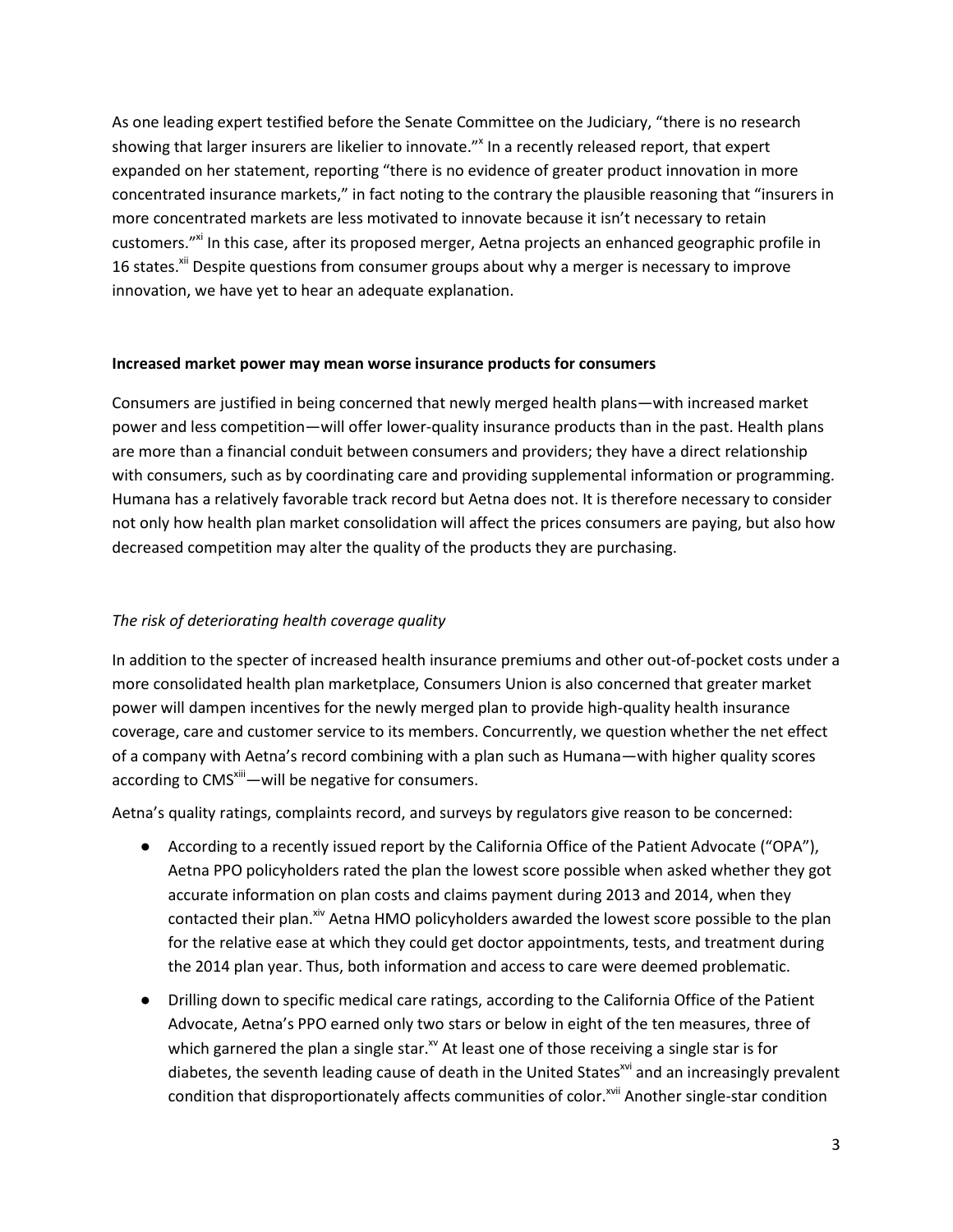As one leading expert testified before the Senate Committee on the Judiciary, "there is no research showing that larger insurers are likelier to innovate."[x] In a recently released report, that expert expanded on her statement, reporting "there is no evidence of greater product innovation in more concentrated insurance markets," in fact noting to the contrary the plausible reasoning that "insurers in more concentrated markets are less motivated to innovate because it isn't necessary to retain customers."[xi] In this case, after its proposed merger, Aetna projects an enhanced geographic profile in 16 states.[xii] Despite questions from consumer groups about why a merger is necessary to improve innovation, we have yet to hear an adequate explanation.

**Increased market power may mean worse insurance products for consumers**

Consumers are justified in being concerned that newly merged health plans—with increased market power and less competition—will offer lower-quality insurance products than in the past. Health plans are more than a financial conduit between consumers and providers; they have a direct relationship with consumers, such as by coordinating care and providing supplemental information or programming. Humana has a relatively favorable track record but Aetna does not. It is therefore necessary to consider not only how health plan market consolidation will affect the prices consumers are paying, but also how decreased competition may alter the quality of the products they are purchasing.

*The risk of deteriorating health coverage quality*

In addition to the specter of increased health insurance premiums and other out-of-pocket costs under a more consolidated health plan marketplace, Consumers Union is also concerned that greater market power will dampen incentives for the newly merged plan to provide high-quality health insurance coverage, care and customer service to its members. Concurrently, we question whether the net effect of a company with Aetna's record combining with a plan such as Humana—with higher quality scores according to CMS[xiii]—will be negative for consumers.

Aetna's quality ratings, complaints record, and surveys by regulators give reason to be concerned:

- According to a recently issued report by the California Office of the Patient Advocate ("OPA"), Aetna PPO policyholders rated the plan the lowest score possible when asked whether they got accurate information on plan costs and claims payment during 2013 and 2014, when they contacted their plan.[xiv] Aetna HMO policyholders awarded the lowest score possible to the plan for the relative ease at which they could get doctor appointments, tests, and treatment during the 2014 plan year. Thus, both information and access to care were deemed problematic.
- Drilling down to specific medical care ratings, according to the California Office of the Patient Advocate, Aetna's PPO earned only two stars or below in eight of the ten measures, three of which garnered the plan a single star.[xv] At least one of those receiving a single star is for diabetes, the seventh leading cause of death in the United States[xvi] and an increasingly prevalent condition that disproportionately affects communities of color.[xvii] Another single-star condition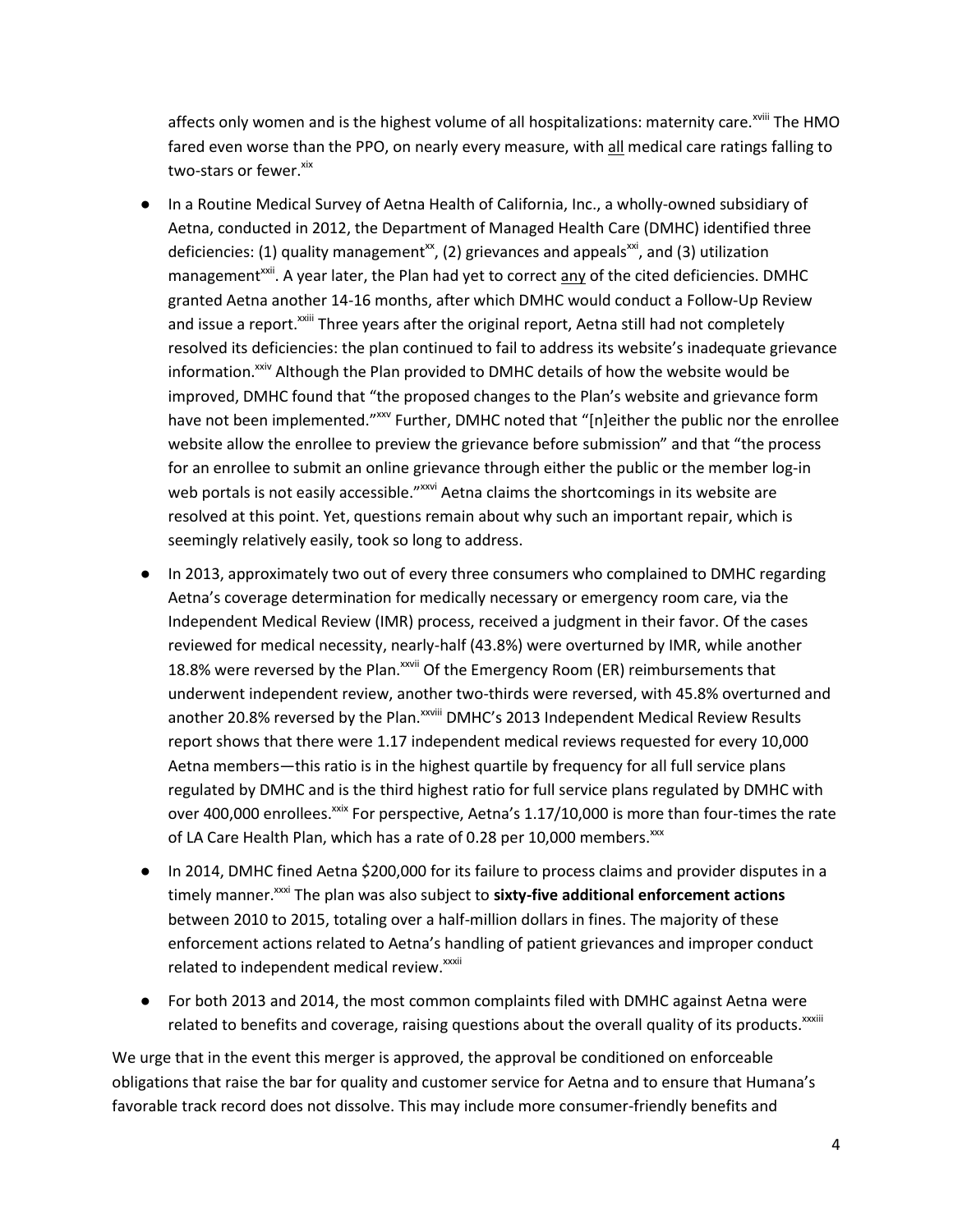affects only women and is the highest volume of all hospitalizations: maternity care.[xviii] The HMO fared even worse than the PPO, on nearly every measure, with all medical care ratings falling to two-stars or fewer.[xix]

- In a Routine Medical Survey of Aetna Health of California, Inc., a wholly-owned subsidiary of Aetna, conducted in 2012, the Department of Managed Health Care (DMHC) identified three deficiencies: (1) quality management[xx], (2) grievances and appeals[xxi], and (3) utilization management[xxii]. A year later, the Plan had yet to correct any of the cited deficiencies. DMHC granted Aetna another 14-16 months, after which DMHC would conduct a Follow-Up Review and issue a report.[xxiii] Three years after the original report, Aetna still had not completely resolved its deficiencies: the plan continued to fail to address its website's inadequate grievance information.[xxiv] Although the Plan provided to DMHC details of how the website would be improved, DMHC found that "the proposed changes to the Plan's website and grievance form have not been implemented."[xxv] Further, DMHC noted that "[n]either the public nor the enrollee website allow the enrollee to preview the grievance before submission" and that "the process for an enrollee to submit an online grievance through either the public or the member log-in web portals is not easily accessible."[xxvi] Aetna claims the shortcomings in its website are resolved at this point. Yet, questions remain about why such an important repair, which is seemingly relatively easily, took so long to address.
- In 2013, approximately two out of every three consumers who complained to DMHC regarding Aetna's coverage determination for medically necessary or emergency room care, via the Independent Medical Review (IMR) process, received a judgment in their favor. Of the cases reviewed for medical necessity, nearly-half (43.8%) were overturned by IMR, while another 18.8% were reversed by the Plan.[xxvii] Of the Emergency Room (ER) reimbursements that underwent independent review, another two-thirds were reversed, with 45.8% overturned and another 20.8% reversed by the Plan.[xxviii] DMHC's 2013 Independent Medical Review Results report shows that there were 1.17 independent medical reviews requested for every 10,000 Aetna members—this ratio is in the highest quartile by frequency for all full service plans regulated by DMHC and is the third highest ratio for full service plans regulated by DMHC with over 400,000 enrollees.[xxix] For perspective, Aetna's 1.17/10,000 is more than four-times the rate of LA Care Health Plan, which has a rate of 0.28 per 10,000 members.[xxx]
- In 2014, DMHC fined Aetna $200,000 for its failure to process claims and provider disputes in a timely manner.[xxxi] The plan was also subject to **sixty-five additional enforcement actions** between 2010 to 2015, totaling over a half-million dollars in fines. The majority of these enforcement actions related to Aetna's handling of patient grievances and improper conduct related to independent medical review.[xxxii]
- For both 2013 and 2014, the most common complaints filed with DMHC against Aetna were related to benefits and coverage, raising questions about the overall quality of its products.[xxxiii]

We urge that in the event this merger is approved, the approval be conditioned on enforceable obligations that raise the bar for quality and customer service for Aetna and to ensure that Humana's favorable track record does not dissolve. This may include more consumer-friendly benefits and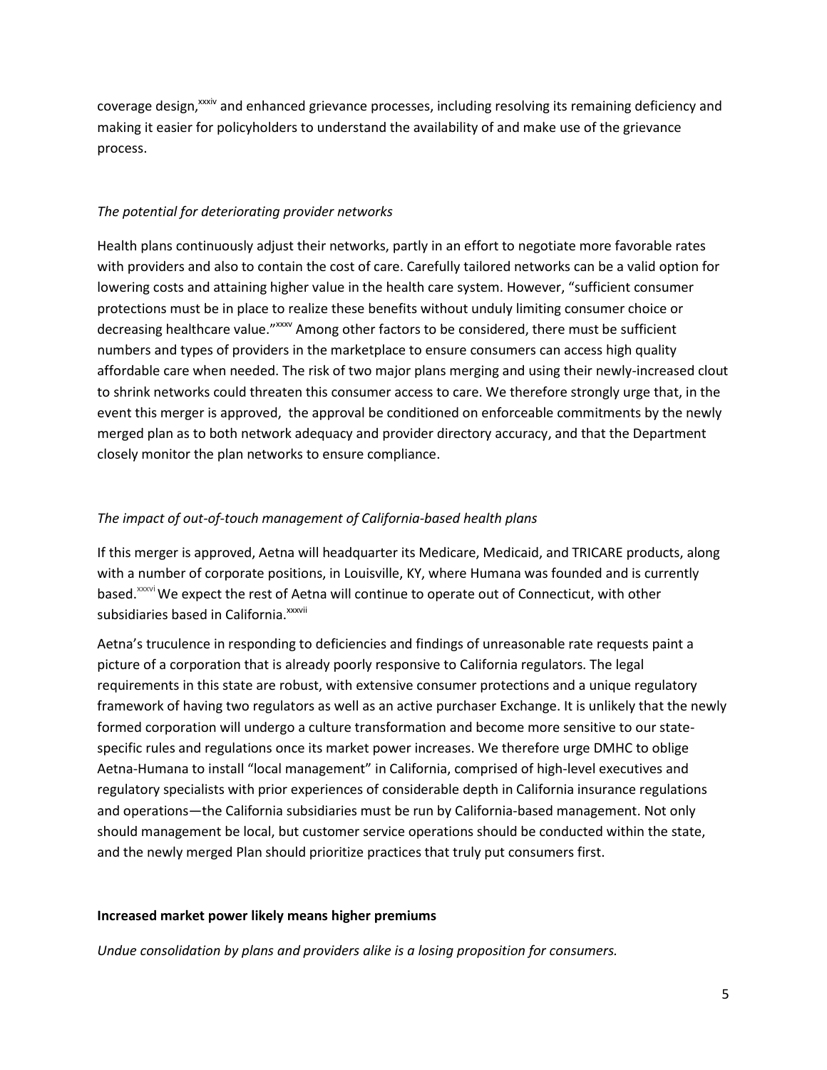coverage design,[xxxiv] and enhanced grievance processes, including resolving its remaining deficiency and making it easier for policyholders to understand the availability of and make use of the grievance process.

*The potential for deteriorating provider networks*

Health plans continuously adjust their networks, partly in an effort to negotiate more favorable rates with providers and also to contain the cost of care. Carefully tailored networks can be a valid option for lowering costs and attaining higher value in the health care system. However, "sufficient consumer protections must be in place to realize these benefits without unduly limiting consumer choice or decreasing healthcare value."[xxxv] Among other factors to be considered, there must be sufficient numbers and types of providers in the marketplace to ensure consumers can access high quality affordable care when needed. The risk of two major plans merging and using their newly-increased clout to shrink networks could threaten this consumer access to care. We therefore strongly urge that, in the event this merger is approved, the approval be conditioned on enforceable commitments by the newly merged plan as to both network adequacy and provider directory accuracy, and that the Department closely monitor the plan networks to ensure compliance.

*The impact of out-of-touch management of California-based health plans*

If this merger is approved, Aetna will headquarter its Medicare, Medicaid, and TRICARE products, along with a number of corporate positions, in Louisville, KY, where Humana was founded and is currently based.[xxxvi] We expect the rest of Aetna will continue to operate out of Connecticut, with other subsidiaries based in California.[xxxvii]

Aetna's truculence in responding to deficiencies and findings of unreasonable rate requests paint a picture of a corporation that is already poorly responsive to California regulators. The legal requirements in this state are robust, with extensive consumer protections and a unique regulatory framework of having two regulators as well as an active purchaser Exchange. It is unlikely that the newly formed corporation will undergo a culture transformation and become more sensitive to our state-specific rules and regulations once its market power increases. We therefore urge DMHC to oblige Aetna-Humana to install "local management" in California, comprised of high-level executives and regulatory specialists with prior experiences of considerable depth in California insurance regulations and operations—the California subsidiaries must be run by California-based management. Not only should management be local, but customer service operations should be conducted within the state, and the newly merged Plan should prioritize practices that truly put consumers first.

**Increased market power likely means higher premiums**

*Undue consolidation by plans and providers alike is a losing proposition for consumers.*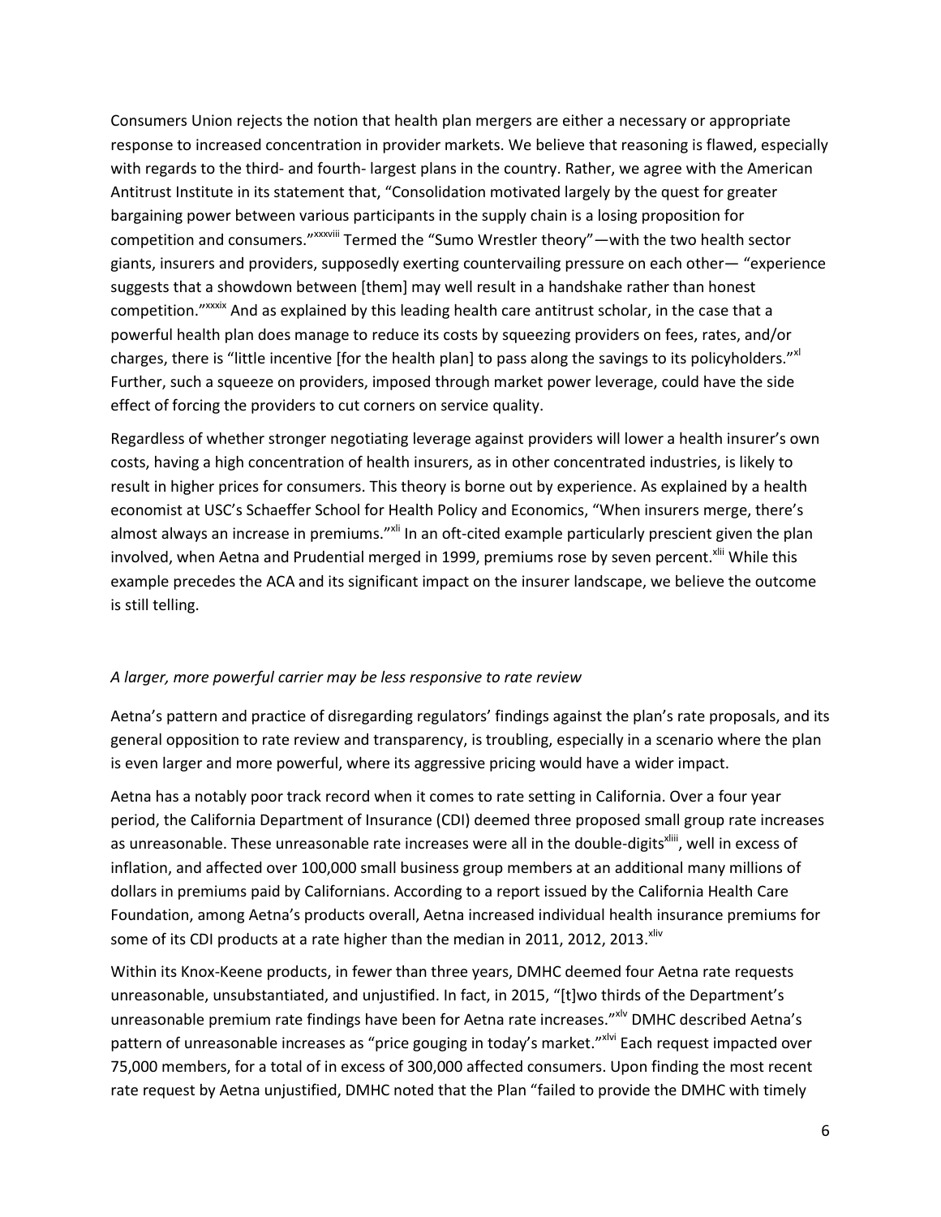Consumers Union rejects the notion that health plan mergers are either a necessary or appropriate response to increased concentration in provider markets. We believe that reasoning is flawed, especially with regards to the third- and fourth- largest plans in the country. Rather, we agree with the American Antitrust Institute in its statement that, "Consolidation motivated largely by the quest for greater bargaining power between various participants in the supply chain is a losing proposition for competition and consumers."[xxxviii] Termed the "Sumo Wrestler theory"—with the two health sector giants, insurers and providers, supposedly exerting countervailing pressure on each other— "experience suggests that a showdown between [them] may well result in a handshake rather than honest competition."[xxxix] And as explained by this leading health care antitrust scholar, in the case that a powerful health plan does manage to reduce its costs by squeezing providers on fees, rates, and/or charges, there is "little incentive [for the health plan] to pass along the savings to its policyholders."[xl] Further, such a squeeze on providers, imposed through market power leverage, could have the side effect of forcing the providers to cut corners on service quality.

Regardless of whether stronger negotiating leverage against providers will lower a health insurer's own costs, having a high concentration of health insurers, as in other concentrated industries, is likely to result in higher prices for consumers. This theory is borne out by experience. As explained by a health economist at USC's Schaeffer School for Health Policy and Economics, "When insurers merge, there's almost always an increase in premiums."[xli] In an oft-cited example particularly prescient given the plan involved, when Aetna and Prudential merged in 1999, premiums rose by seven percent.[xlii] While this example precedes the ACA and its significant impact on the insurer landscape, we believe the outcome is still telling.

*A larger, more powerful carrier may be less responsive to rate review*

Aetna's pattern and practice of disregarding regulators' findings against the plan's rate proposals, and its general opposition to rate review and transparency, is troubling, especially in a scenario where the plan is even larger and more powerful, where its aggressive pricing would have a wider impact.

Aetna has a notably poor track record when it comes to rate setting in California. Over a four year period, the California Department of Insurance (CDI) deemed three proposed small group rate increases as unreasonable. These unreasonable rate increases were all in the double-digits[xliii], well in excess of inflation, and affected over 100,000 small business group members at an additional many millions of dollars in premiums paid by Californians. According to a report issued by the California Health Care Foundation, among Aetna's products overall, Aetna increased individual health insurance premiums for some of its CDI products at a rate higher than the median in 2011, 2012, 2013.[xliv]

Within its Knox-Keene products, in fewer than three years, DMHC deemed four Aetna rate requests unreasonable, unsubstantiated, and unjustified. In fact, in 2015, "[t]wo thirds of the Department's unreasonable premium rate findings have been for Aetna rate increases."[xlv] DMHC described Aetna's pattern of unreasonable increases as "price gouging in today's market."[xlvi] Each request impacted over 75,000 members, for a total of in excess of 300,000 affected consumers. Upon finding the most recent rate request by Aetna unjustified, DMHC noted that the Plan "failed to provide the DMHC with timely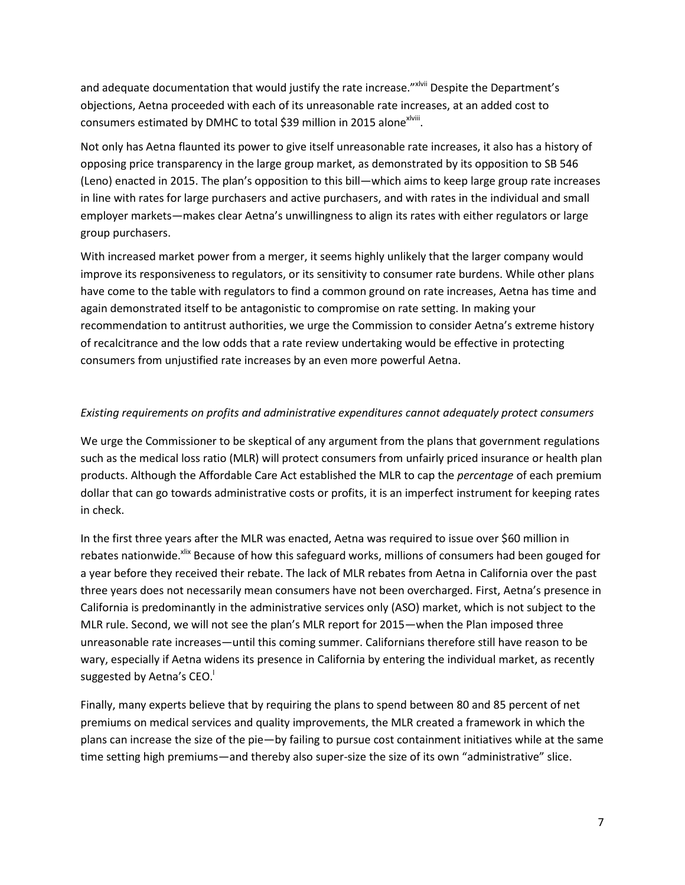and adequate documentation that would justify the rate increase."[xlvii] Despite the Department's objections, Aetna proceeded with each of its unreasonable rate increases, at an added cost to consumers estimated by DMHC to total $39 million in 2015 alone[xlviii].

Not only has Aetna flaunted its power to give itself unreasonable rate increases, it also has a history of opposing price transparency in the large group market, as demonstrated by its opposition to SB 546 (Leno) enacted in 2015. The plan's opposition to this bill—which aims to keep large group rate increases in line with rates for large purchasers and active purchasers, and with rates in the individual and small employer markets—makes clear Aetna's unwillingness to align its rates with either regulators or large group purchasers.

With increased market power from a merger, it seems highly unlikely that the larger company would improve its responsiveness to regulators, or its sensitivity to consumer rate burdens. While other plans have come to the table with regulators to find a common ground on rate increases, Aetna has time and again demonstrated itself to be antagonistic to compromise on rate setting. In making your recommendation to antitrust authorities, we urge the Commission to consider Aetna's extreme history of recalcitrance and the low odds that a rate review undertaking would be effective in protecting consumers from unjustified rate increases by an even more powerful Aetna.

*Existing requirements on profits and administrative expenditures cannot adequately protect consumers*

We urge the Commissioner to be skeptical of any argument from the plans that government regulations such as the medical loss ratio (MLR) will protect consumers from unfairly priced insurance or health plan products. Although the Affordable Care Act established the MLR to cap the *percentage* of each premium dollar that can go towards administrative costs or profits, it is an imperfect instrument for keeping rates in check.

In the first three years after the MLR was enacted, Aetna was required to issue over $60 million in rebates nationwide.[xlix] Because of how this safeguard works, millions of consumers had been gouged for a year before they received their rebate. The lack of MLR rebates from Aetna in California over the past three years does not necessarily mean consumers have not been overcharged. First, Aetna's presence in California is predominantly in the administrative services only (ASO) market, which is not subject to the MLR rule. Second, we will not see the plan's MLR report for 2015—when the Plan imposed three unreasonable rate increases—until this coming summer. Californians therefore still have reason to be wary, especially if Aetna widens its presence in California by entering the individual market, as recently suggested by Aetna's CEO.[l]

Finally, many experts believe that by requiring the plans to spend between 80 and 85 percent of net premiums on medical services and quality improvements, the MLR created a framework in which the plans can increase the size of the pie—by failing to pursue cost containment initiatives while at the same time setting high premiums—and thereby also super-size the size of its own "administrative" slice.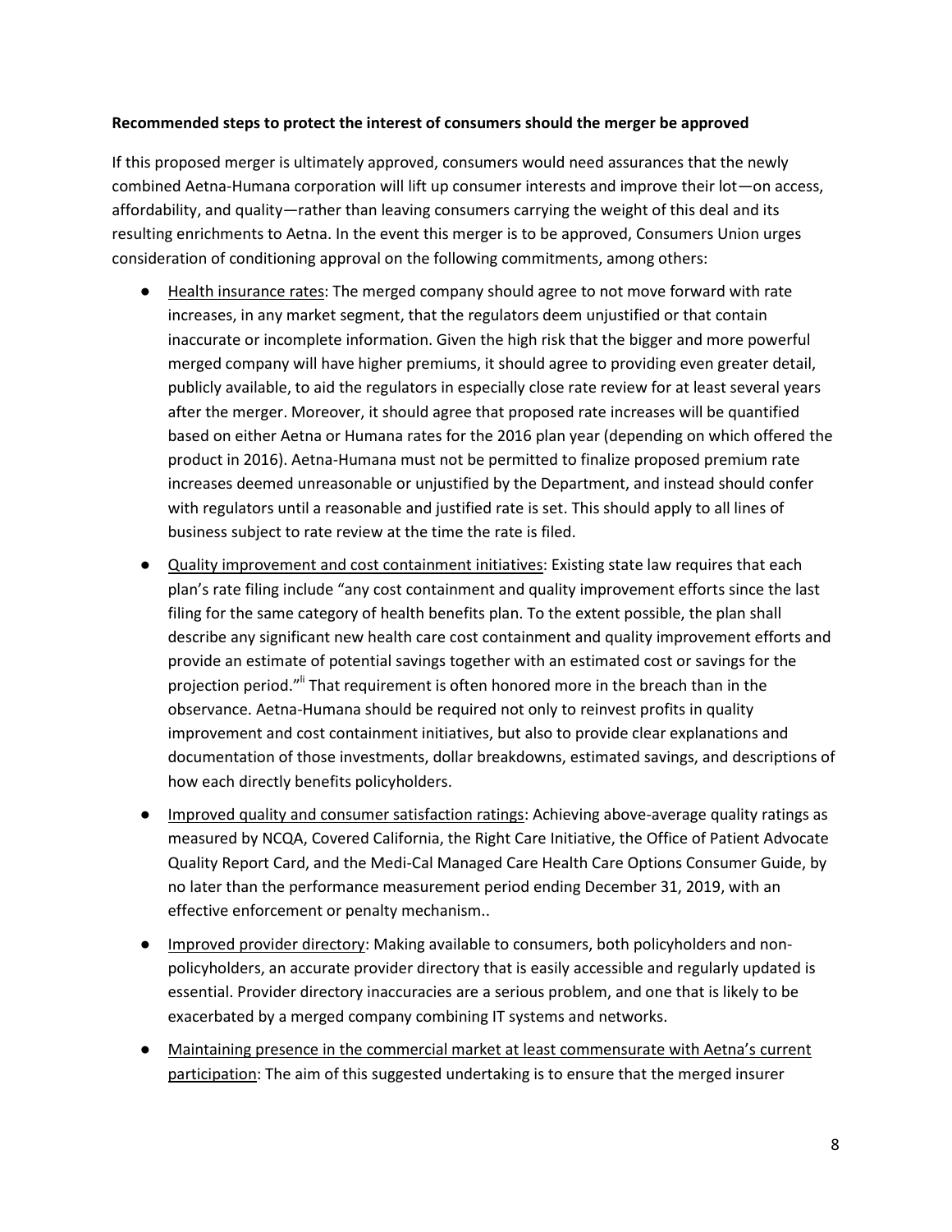**Recommended steps to protect the interest of consumers should the merger be approved**

If this proposed merger is ultimately approved, consumers would need assurances that the newly combined Aetna-Humana corporation will lift up consumer interests and improve their lot—on access, affordability, and quality—rather than leaving consumers carrying the weight of this deal and its resulting enrichments to Aetna. In the event this merger is to be approved, Consumers Union urges consideration of conditioning approval on the following commitments, among others:

- Health insurance rates: The merged company should agree to not move forward with rate increases, in any market segment, that the regulators deem unjustified or that contain inaccurate or incomplete information. Given the high risk that the bigger and more powerful merged company will have higher premiums, it should agree to providing even greater detail, publicly available, to aid the regulators in especially close rate review for at least several years after the merger. Moreover, it should agree that proposed rate increases will be quantified based on either Aetna or Humana rates for the 2016 plan year (depending on which offered the product in 2016). Aetna-Humana must not be permitted to finalize proposed premium rate increases deemed unreasonable or unjustified by the Department, and instead should confer with regulators until a reasonable and justified rate is set. This should apply to all lines of business subject to rate review at the time the rate is filed.
- Quality improvement and cost containment initiatives: Existing state law requires that each plan's rate filing include "any cost containment and quality improvement efforts since the last filing for the same category of health benefits plan. To the extent possible, the plan shall describe any significant new health care cost containment and quality improvement efforts and provide an estimate of potential savings together with an estimated cost or savings for the projection period."[li] That requirement is often honored more in the breach than in the observance. Aetna-Humana should be required not only to reinvest profits in quality improvement and cost containment initiatives, but also to provide clear explanations and documentation of those investments, dollar breakdowns, estimated savings, and descriptions of how each directly benefits policyholders.
- Improved quality and consumer satisfaction ratings: Achieving above-average quality ratings as measured by NCQA, Covered California, the Right Care Initiative, the Office of Patient Advocate Quality Report Card, and the Medi-Cal Managed Care Health Care Options Consumer Guide, by no later than the performance measurement period ending December 31, 2019, with an effective enforcement or penalty mechanism..
- Improved provider directory: Making available to consumers, both policyholders and non-policyholders, an accurate provider directory that is easily accessible and regularly updated is essential. Provider directory inaccuracies are a serious problem, and one that is likely to be exacerbated by a merged company combining IT systems and networks.
- Maintaining presence in the commercial market at least commensurate with Aetna's current participation: The aim of this suggested undertaking is to ensure that the merged insurer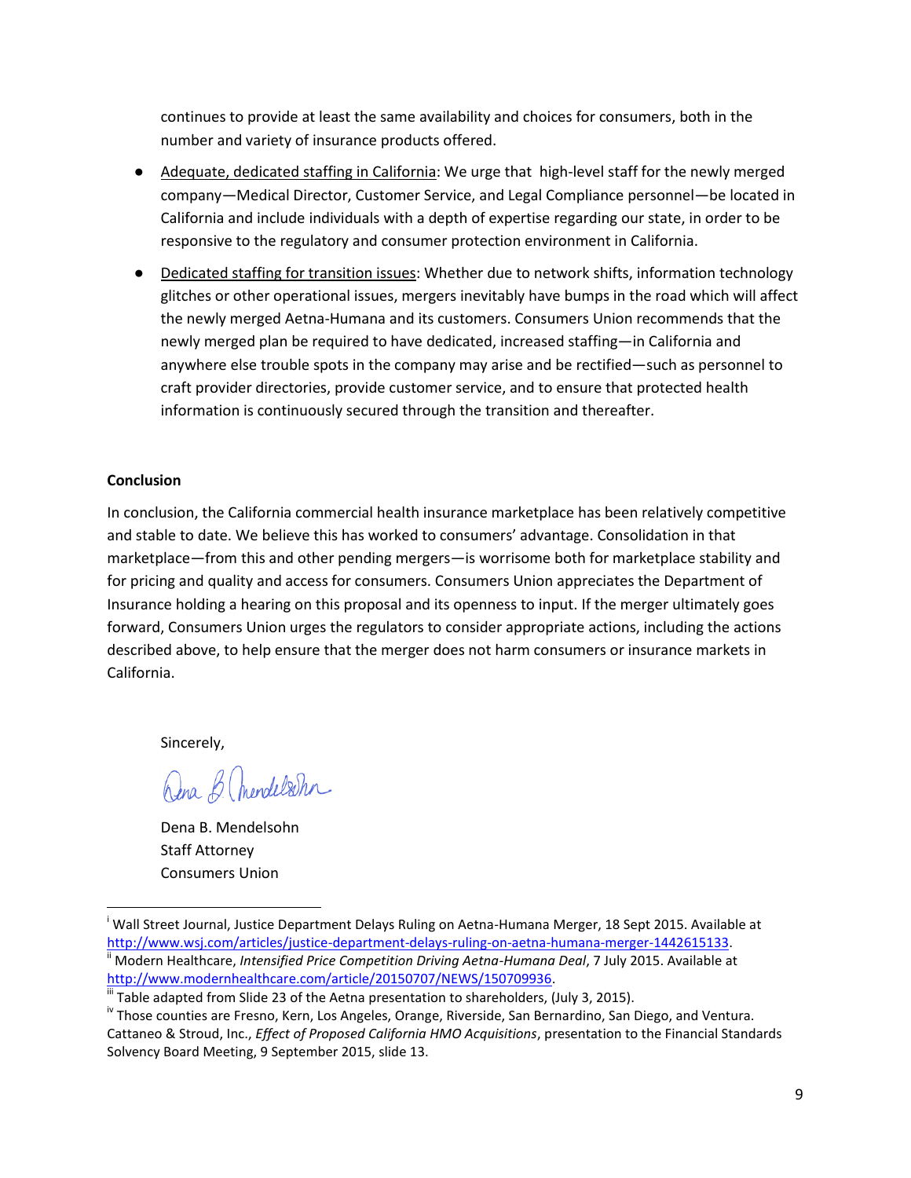continues to provide at least the same availability and choices for consumers, both in the number and variety of insurance products offered.

- Adequate, dedicated staffing in California: We urge that high-level staff for the newly merged company—Medical Director, Customer Service, and Legal Compliance personnel—be located in California and include individuals with a depth of expertise regarding our state, in order to be responsive to the regulatory and consumer protection environment in California.
- Dedicated staffing for transition issues: Whether due to network shifts, information technology glitches or other operational issues, mergers inevitably have bumps in the road which will affect the newly merged Aetna-Humana and its customers. Consumers Union recommends that the newly merged plan be required to have dedicated, increased staffing—in California and anywhere else trouble spots in the company may arise and be rectified—such as personnel to craft provider directories, provide customer service, and to ensure that protected health information is continuously secured through the transition and thereafter.

**Conclusion**

In conclusion, the California commercial health insurance marketplace has been relatively competitive and stable to date. We believe this has worked to consumers' advantage. Consolidation in that marketplace—from this and other pending mergers—is worrisome both for marketplace stability and for pricing and quality and access for consumers. Consumers Union appreciates the Department of Insurance holding a hearing on this proposal and its openness to input. If the merger ultimately goes forward, Consumers Union urges the regulators to consider appropriate actions, including the actions described above, to help ensure that the merger does not harm consumers or insurance markets in California.

Sincerely,

Dena B. Mendelsohn
Staff Attorney
Consumers Union

---

[i] Wall Street Journal, Justice Department Delays Ruling on Aetna-Humana Merger, 18 Sept 2015. Available at http://www.wsj.com/articles/justice-department-delays-ruling-on-aetna-humana-merger-1442615133.

[ii] Modern Healthcare, *Intensified Price Competition Driving Aetna-Humana Deal*, 7 July 2015. Available at http://www.modernhealthcare.com/article/20150707/NEWS/150709936.

[iii] Table adapted from Slide 23 of the Aetna presentation to shareholders, (July 3, 2015).

[iv] Those counties are Fresno, Kern, Los Angeles, Orange, Riverside, San Bernardino, San Diego, and Ventura. Cattaneo & Stroud, Inc., *Effect of Proposed California HMO Acquisitions*, presentation to the Financial Standards Solvency Board Meeting, 9 September 2015, slide 13.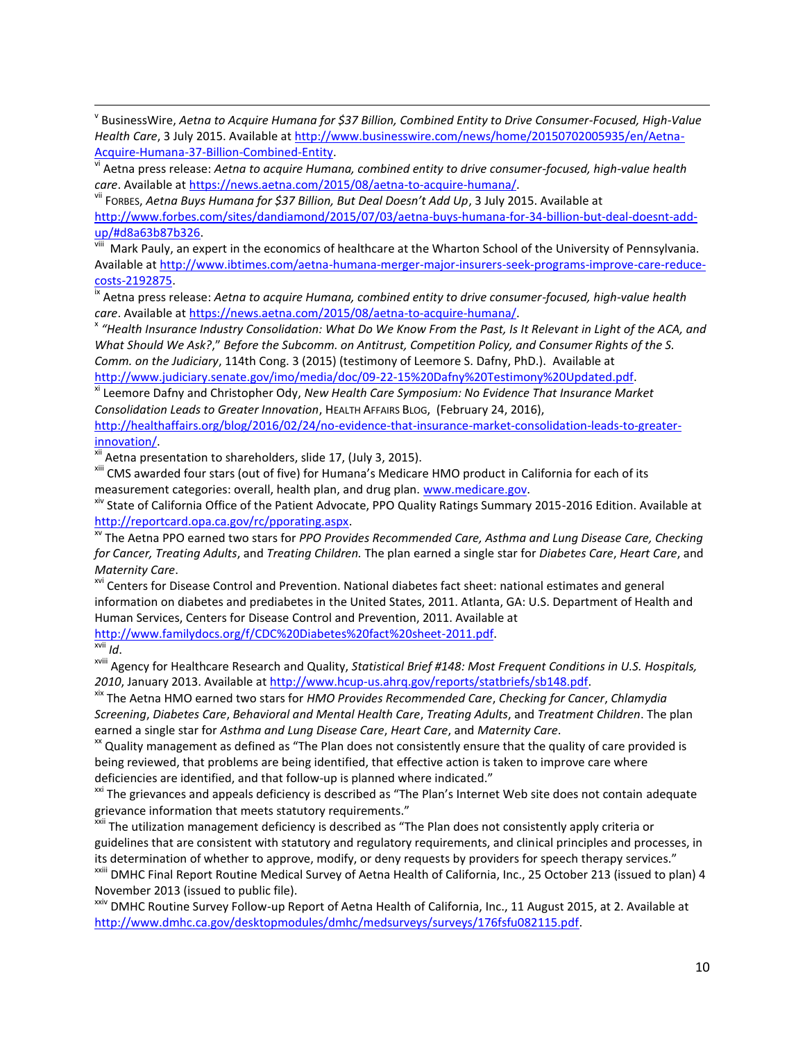[v] BusinessWire, *Aetna to Acquire Humana for $37 Billion, Combined Entity to Drive Consumer-Focused, High-Value Health Care*, 3 July 2015. Available at http://www.businesswire.com/news/home/20150702005935/en/Aetna-Acquire-Humana-37-Billion-Combined-Entity.

[vi] Aetna press release: *Aetna to acquire Humana, combined entity to drive consumer-focused, high-value health care*. Available at https://news.aetna.com/2015/08/aetna-to-acquire-humana/.

[vii] FORBES, *Aetna Buys Humana for $37 Billion, But Deal Doesn't Add Up*, 3 July 2015. Available at http://www.forbes.com/sites/dandiamond/2015/07/03/aetna-buys-humana-for-34-billion-but-deal-doesnt-add-up/#d8a63b87b326.

[viii] Mark Pauly, an expert in the economics of healthcare at the Wharton School of the University of Pennsylvania. Available at http://www.ibtimes.com/aetna-humana-merger-major-insurers-seek-programs-improve-care-reduce-costs-2192875.

[ix] Aetna press release: *Aetna to acquire Humana, combined entity to drive consumer-focused, high-value health care*. Available at https://news.aetna.com/2015/08/aetna-to-acquire-humana/.

[x] *"Health Insurance Industry Consolidation: What Do We Know From the Past, Is It Relevant in Light of the ACA, and What Should We Ask?," Before the Subcomm. on Antitrust, Competition Policy, and Consumer Rights of the S. Comm. on the Judiciary*, 114th Cong. 3 (2015) (testimony of Leemore S. Dafny, PhD.). Available at http://www.judiciary.senate.gov/imo/media/doc/09-22-15%20Dafny%20Testimony%20Updated.pdf.

[xi] Leemore Dafny and Christopher Ody, *New Health Care Symposium: No Evidence That Insurance Market Consolidation Leads to Greater Innovation*, HEALTH AFFAIRS BLOG, (February 24, 2016), http://healthaffairs.org/blog/2016/02/24/no-evidence-that-insurance-market-consolidation-leads-to-greater-innovation/.

[xii] Aetna presentation to shareholders, slide 17, (July 3, 2015).

[xiii] CMS awarded four stars (out of five) for Humana's Medicare HMO product in California for each of its measurement categories: overall, health plan, and drug plan. www.medicare.gov.

[xiv] State of California Office of the Patient Advocate, PPO Quality Ratings Summary 2015-2016 Edition. Available at http://reportcard.opa.ca.gov/rc/pporating.aspx.

[xv] The Aetna PPO earned two stars for *PPO Provides Recommended Care, Asthma and Lung Disease Care, Checking for Cancer, Treating Adults*, and *Treating Children.* The plan earned a single star for *Diabetes Care*, *Heart Care*, and *Maternity Care*.

[xvi] Centers for Disease Control and Prevention. National diabetes fact sheet: national estimates and general information on diabetes and prediabetes in the United States, 2011. Atlanta, GA: U.S. Department of Health and Human Services, Centers for Disease Control and Prevention, 2011. Available at http://www.familydocs.org/f/CDC%20Diabetes%20fact%20sheet-2011.pdf.

[xvii] *Id*.

[xviii] Agency for Healthcare Research and Quality, *Statistical Brief #148: Most Frequent Conditions in U.S. Hospitals, 2010*, January 2013. Available at http://www.hcup-us.ahrq.gov/reports/statbriefs/sb148.pdf.

[xix] The Aetna HMO earned two stars for *HMO Provides Recommended Care*, *Checking for Cancer*, *Chlamydia Screening*, *Diabetes Care*, *Behavioral and Mental Health Care*, *Treating Adults*, and *Treatment Children*. The plan earned a single star for *Asthma and Lung Disease Care*, *Heart Care*, and *Maternity Care*.

[xx] Quality management as defined as "The Plan does not consistently ensure that the quality of care provided is being reviewed, that problems are being identified, that effective action is taken to improve care where deficiencies are identified, and that follow-up is planned where indicated."

[xxi] The grievances and appeals deficiency is described as "The Plan's Internet Web site does not contain adequate grievance information that meets statutory requirements."

[xxii] The utilization management deficiency is described as "The Plan does not consistently apply criteria or guidelines that are consistent with statutory and regulatory requirements, and clinical principles and processes, in its determination of whether to approve, modify, or deny requests by providers for speech therapy services."

[xxiii] DMHC Final Report Routine Medical Survey of Aetna Health of California, Inc., 25 October 213 (issued to plan) 4 November 2013 (issued to public file).

[xxiv] DMHC Routine Survey Follow-up Report of Aetna Health of California, Inc., 11 August 2015, at 2. Available at http://www.dmhc.ca.gov/desktopmodules/dmhc/medsurveys/surveys/176fsfu082115.pdf.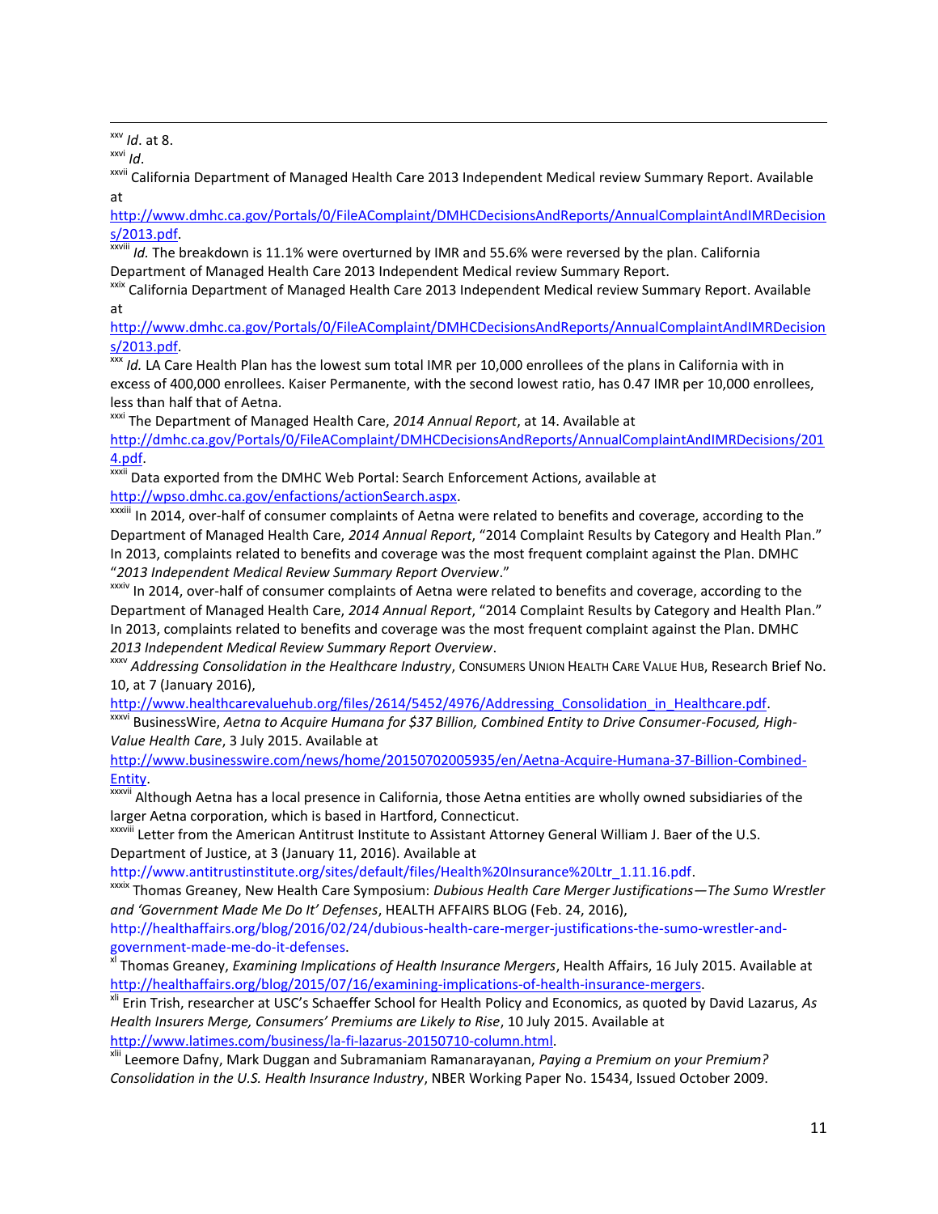[xxv] *Id*. at 8.

[xxvi] *Id*.

[xxvii] California Department of Managed Health Care 2013 Independent Medical review Summary Report. Available at http://www.dmhc.ca.gov/Portals/0/FileAComplaint/DMHCDecisionsAndReports/AnnualComplaintAndIMRDecisions/2013.pdf.

[xxviii] *Id.* The breakdown is 11.1% were overturned by IMR and 55.6% were reversed by the plan. California Department of Managed Health Care 2013 Independent Medical review Summary Report.

[xxix] California Department of Managed Health Care 2013 Independent Medical review Summary Report. Available at http://www.dmhc.ca.gov/Portals/0/FileAComplaint/DMHCDecisionsAndReports/AnnualComplaintAndIMRDecisions/2013.pdf.

[xxx] *Id.* LA Care Health Plan has the lowest sum total IMR per 10,000 enrollees of the plans in California with in excess of 400,000 enrollees. Kaiser Permanente, with the second lowest ratio, has 0.47 IMR per 10,000 enrollees, less than half that of Aetna.

[xxxi] The Department of Managed Health Care, *2014 Annual Report*, at 14. Available at http://dmhc.ca.gov/Portals/0/FileAComplaint/DMHCDecisionsAndReports/AnnualComplaintAndIMRDecisions/2014.pdf.

[xxxii] Data exported from the DMHC Web Portal: Search Enforcement Actions, available at http://wpso.dmhc.ca.gov/enfactions/actionSearch.aspx.

[xxxiii] In 2014, over-half of consumer complaints of Aetna were related to benefits and coverage, according to the Department of Managed Health Care, *2014 Annual Report*, "2014 Complaint Results by Category and Health Plan." In 2013, complaints related to benefits and coverage was the most frequent complaint against the Plan. DMHC "*2013 Independent Medical Review Summary Report Overview*."

[xxxiv] In 2014, over-half of consumer complaints of Aetna were related to benefits and coverage, according to the Department of Managed Health Care, *2014 Annual Report*, "2014 Complaint Results by Category and Health Plan." In 2013, complaints related to benefits and coverage was the most frequent complaint against the Plan. DMHC *2013 Independent Medical Review Summary Report Overview*.

[xxxv] *Addressing Consolidation in the Healthcare Industry*, CONSUMERS UNION HEALTH CARE VALUE HUB, Research Brief No. 10, at 7 (January 2016), http://www.healthcarevaluehub.org/files/2614/5452/4976/Addressing_Consolidation_in_Healthcare.pdf.

[xxxvi] BusinessWire, *Aetna to Acquire Humana for $37 Billion, Combined Entity to Drive Consumer-Focused, High-Value Health Care*, 3 July 2015. Available at http://www.businesswire.com/news/home/20150702005935/en/Aetna-Acquire-Humana-37-Billion-Combined-Entity.

[xxxvii] Although Aetna has a local presence in California, those Aetna entities are wholly owned subsidiaries of the larger Aetna corporation, which is based in Hartford, Connecticut.

[xxxviii] Letter from the American Antitrust Institute to Assistant Attorney General William J. Baer of the U.S. Department of Justice, at 3 (January 11, 2016). Available at http://www.antitrustinstitute.org/sites/default/files/Health%20Insurance%20Ltr_1.11.16.pdf.

[xxxix] Thomas Greaney, New Health Care Symposium: *Dubious Health Care Merger Justifications—The Sumo Wrestler and 'Government Made Me Do It' Defenses*, HEALTH AFFAIRS BLOG (Feb. 24, 2016), http://healthaffairs.org/blog/2016/02/24/dubious-health-care-merger-justifications-the-sumo-wrestler-and-government-made-me-do-it-defenses.

[xl] Thomas Greaney, *Examining Implications of Health Insurance Mergers*, Health Affairs, 16 July 2015. Available at http://healthaffairs.org/blog/2015/07/16/examining-implications-of-health-insurance-mergers.

[xli] Erin Trish, researcher at USC's Schaeffer School for Health Policy and Economics, as quoted by David Lazarus, *As Health Insurers Merge, Consumers' Premiums are Likely to Rise*, 10 July 2015. Available at http://www.latimes.com/business/la-fi-lazarus-20150710-column.html.

[xlii] Leemore Dafny, Mark Duggan and Subramaniam Ramanarayanan, *Paying a Premium on your Premium? Consolidation in the U.S. Health Insurance Industry*, NBER Working Paper No. 15434, Issued October 2009.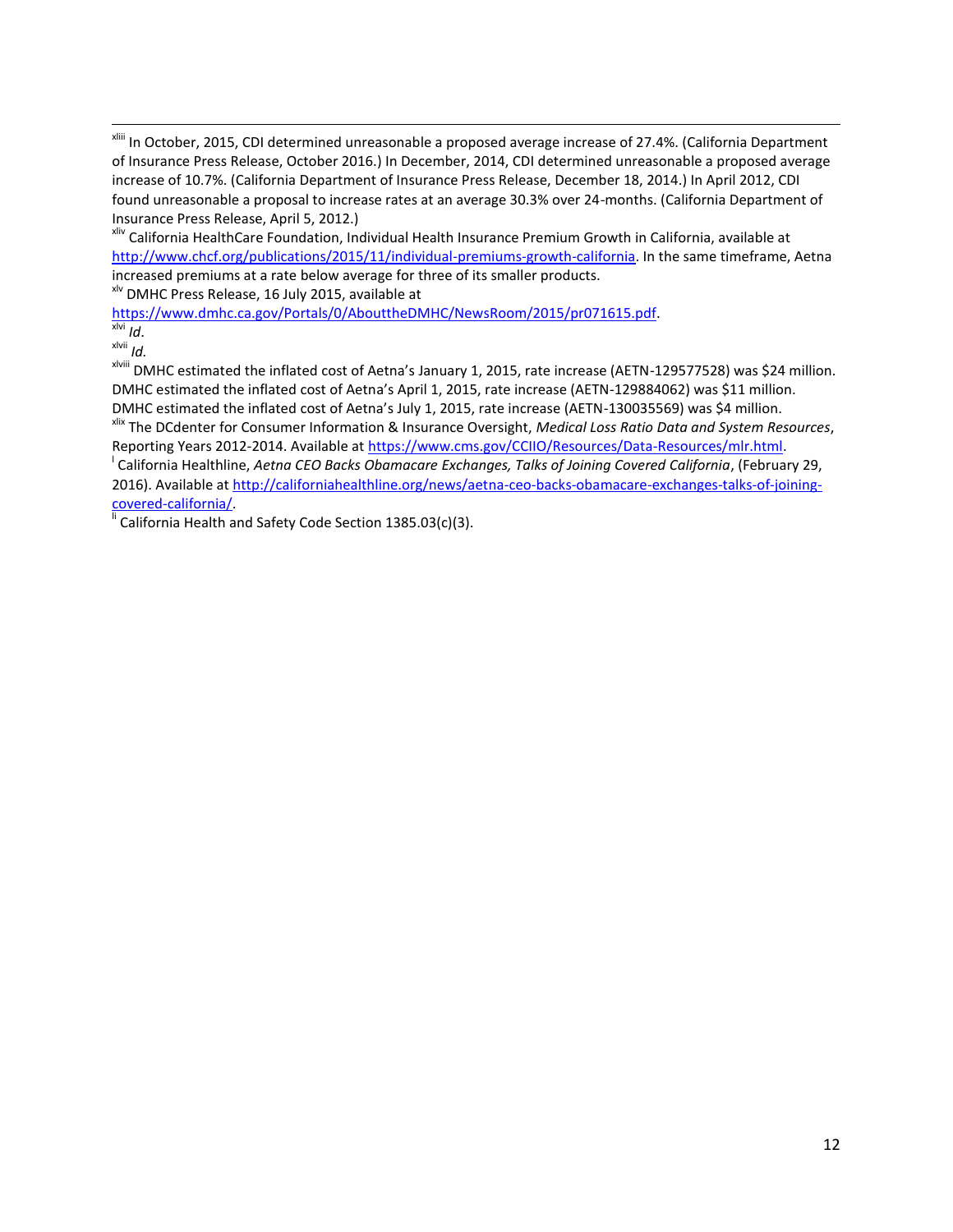[xliii] In October, 2015, CDI determined unreasonable a proposed average increase of 27.4%. (California Department of Insurance Press Release, October 2016.) In December, 2014, CDI determined unreasonable a proposed average increase of 10.7%. (California Department of Insurance Press Release, December 18, 2014.) In April 2012, CDI found unreasonable a proposal to increase rates at an average 30.3% over 24-months. (California Department of Insurance Press Release, April 5, 2012.)

[xliv] California HealthCare Foundation, Individual Health Insurance Premium Growth in California, available at http://www.chcf.org/publications/2015/11/individual-premiums-growth-california. In the same timeframe, Aetna increased premiums at a rate below average for three of its smaller products.

[xlv] DMHC Press Release, 16 July 2015, available at https://www.dmhc.ca.gov/Portals/0/AbouttheDMHC/NewsRoom/2015/pr071615.pdf.

[xlvi] *Id*.

[xlvii] *Id.*

[xlviii] DMHC estimated the inflated cost of Aetna's January 1, 2015, rate increase (AETN-129577528) was $24 million. DMHC estimated the inflated cost of Aetna's April 1, 2015, rate increase (AETN-129884062) was $11 million. DMHC estimated the inflated cost of Aetna's July 1, 2015, rate increase (AETN-130035569) was $4 million.

[xlix] The DCdenter for Consumer Information & Insurance Oversight, *Medical Loss Ratio Data and System Resources*, Reporting Years 2012-2014. Available at https://www.cms.gov/CCIIO/Resources/Data-Resources/mlr.html.

[l] California Healthline, *Aetna CEO Backs Obamacare Exchanges, Talks of Joining Covered California*, (February 29, 2016). Available at http://californiahealthline.org/news/aetna-ceo-backs-obamacare-exchanges-talks-of-joining-covered-california/.

[li] California Health and Safety Code Section 1385.03(c)(3).